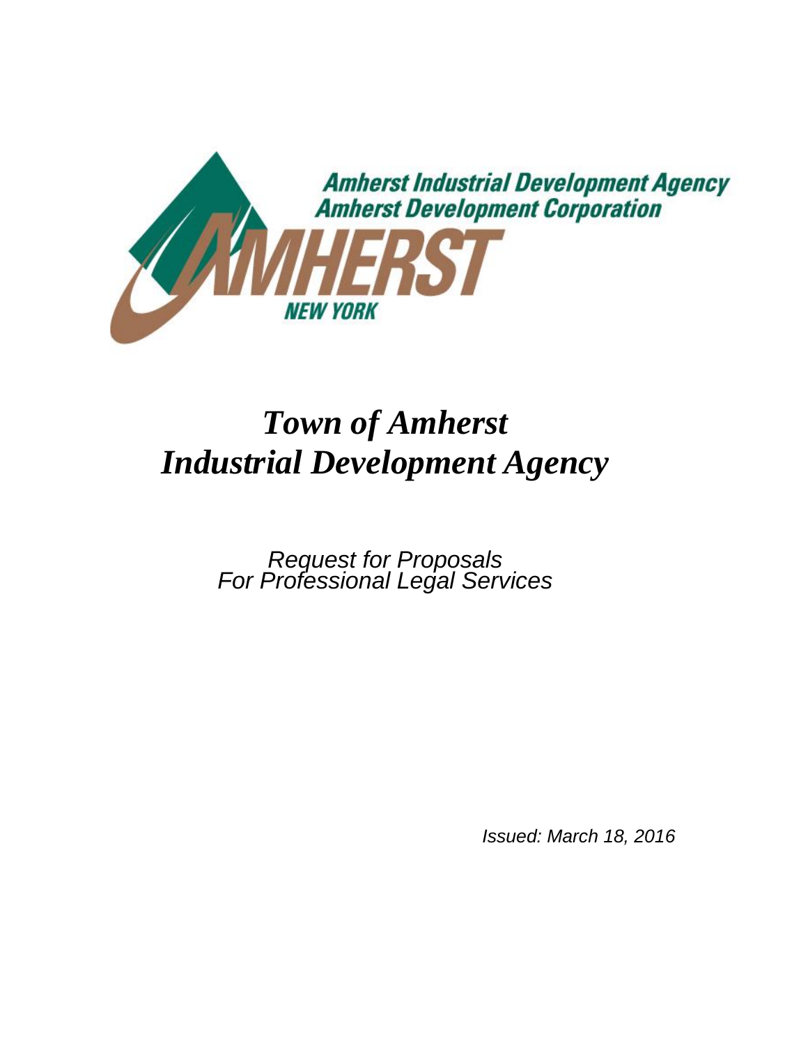Amherst Industrial Development Agency
Amherst Development Corporation

AMHERST
NEW YORK

# *Town of Amherst Industrial Development Agency*

*Request for Proposals*
*For Professional Legal Services*

*Issued: March 18, 2016*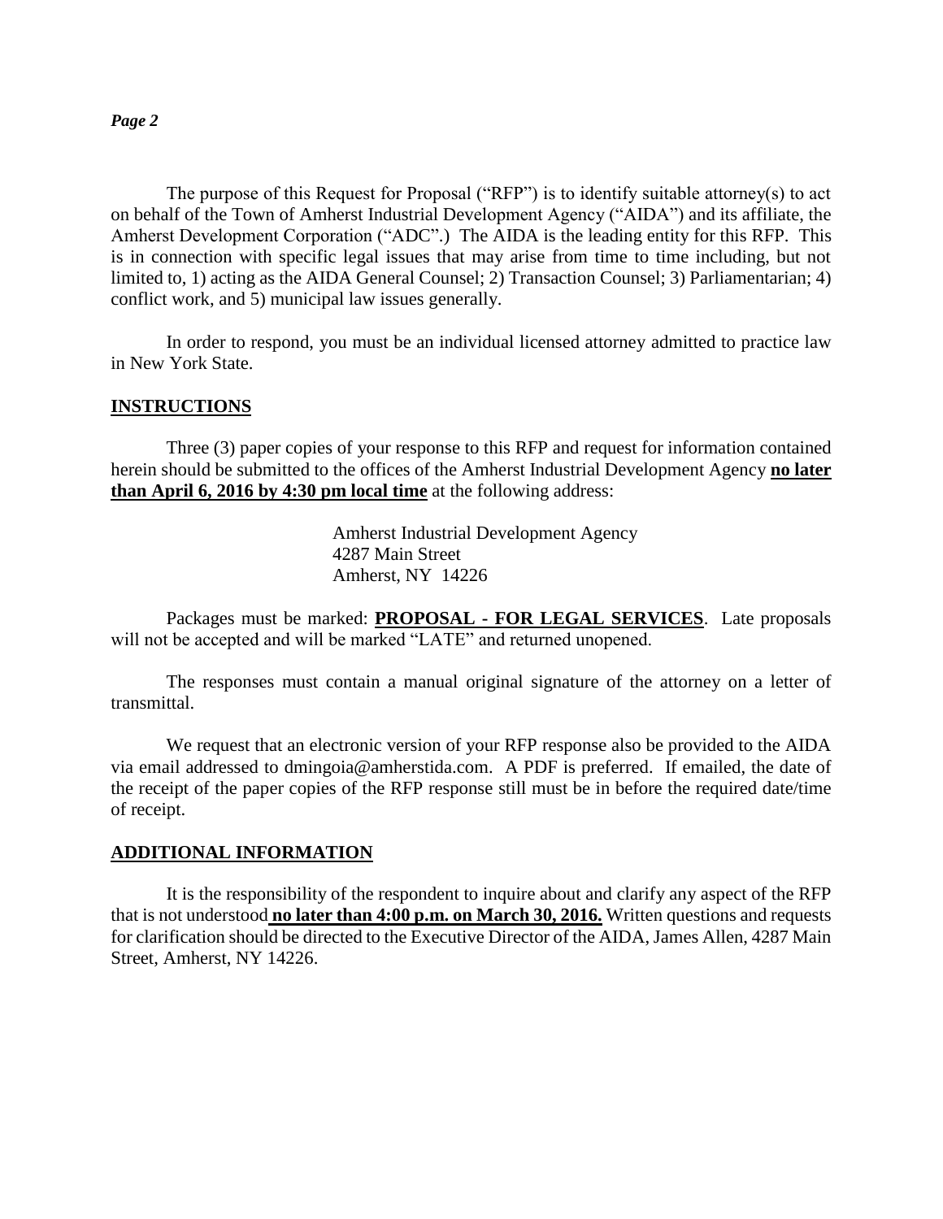The purpose of this Request for Proposal ("RFP") is to identify suitable attorney(s) to act on behalf of the Town of Amherst Industrial Development Agency ("AIDA") and its affiliate, the Amherst Development Corporation ("ADC".) The AIDA is the leading entity for this RFP. This is in connection with specific legal issues that may arise from time to time including, but not limited to, 1) acting as the AIDA General Counsel; 2) Transaction Counsel; 3) Parliamentarian; 4) conflict work, and 5) municipal law issues generally.

In order to respond, you must be an individual licensed attorney admitted to practice law in New York State.

## INSTRUCTIONS

Three (3) paper copies of your response to this RFP and request for information contained herein should be submitted to the offices of the Amherst Industrial Development Agency **no later than April 6, 2016 by 4:30 pm local time** at the following address:

Amherst Industrial Development Agency
4287 Main Street
Amherst, NY 14226

Packages must be marked: **PROPOSAL - FOR LEGAL SERVICES**. Late proposals will not be accepted and will be marked "LATE" and returned unopened.

The responses must contain a manual original signature of the attorney on a letter of transmittal.

We request that an electronic version of your RFP response also be provided to the AIDA via email addressed to dmingoia@amherstida.com. A PDF is preferred. If emailed, the date of the receipt of the paper copies of the RFP response still must be in before the required date/time of receipt.

## ADDITIONAL INFORMATION

It is the responsibility of the respondent to inquire about and clarify any aspect of the RFP that is not understood **no later than 4:00 p.m. on March 30, 2016.** Written questions and requests for clarification should be directed to the Executive Director of the AIDA, James Allen, 4287 Main Street, Amherst, NY 14226.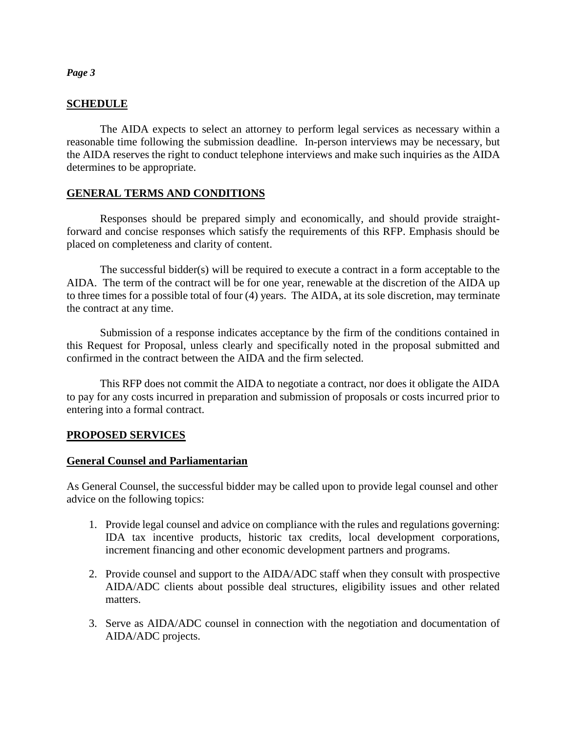## SCHEDULE

The AIDA expects to select an attorney to perform legal services as necessary within a reasonable time following the submission deadline. In-person interviews may be necessary, but the AIDA reserves the right to conduct telephone interviews and make such inquiries as the AIDA determines to be appropriate.

## GENERAL TERMS AND CONDITIONS

Responses should be prepared simply and economically, and should provide straight-forward and concise responses which satisfy the requirements of this RFP. Emphasis should be placed on completeness and clarity of content.

The successful bidder(s) will be required to execute a contract in a form acceptable to the AIDA. The term of the contract will be for one year, renewable at the discretion of the AIDA up to three times for a possible total of four (4) years. The AIDA, at its sole discretion, may terminate the contract at any time.

Submission of a response indicates acceptance by the firm of the conditions contained in this Request for Proposal, unless clearly and specifically noted in the proposal submitted and confirmed in the contract between the AIDA and the firm selected.

This RFP does not commit the AIDA to negotiate a contract, nor does it obligate the AIDA to pay for any costs incurred in preparation and submission of proposals or costs incurred prior to entering into a formal contract.

## PROPOSED SERVICES

### General Counsel and Parliamentarian

As General Counsel, the successful bidder may be called upon to provide legal counsel and other advice on the following topics:

1. Provide legal counsel and advice on compliance with the rules and regulations governing: IDA tax incentive products, historic tax credits, local development corporations, increment financing and other economic development partners and programs.

2. Provide counsel and support to the AIDA/ADC staff when they consult with prospective AIDA/ADC clients about possible deal structures, eligibility issues and other related matters.

3. Serve as AIDA/ADC counsel in connection with the negotiation and documentation of AIDA/ADC projects.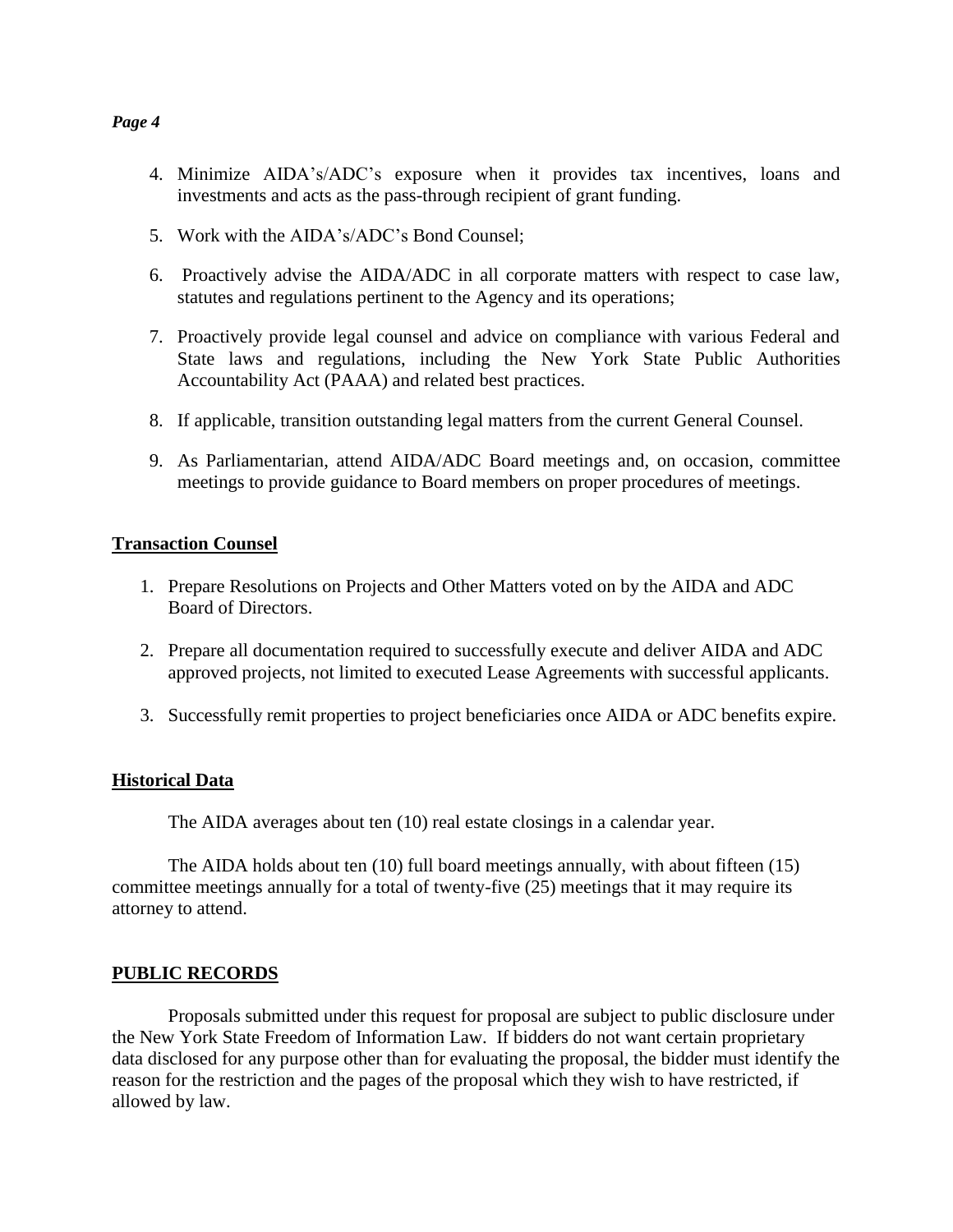4. Minimize AIDA's/ADC's exposure when it provides tax incentives, loans and investments and acts as the pass-through recipient of grant funding.
5. Work with the AIDA's/ADC's Bond Counsel;
6. Proactively advise the AIDA/ADC in all corporate matters with respect to case law, statutes and regulations pertinent to the Agency and its operations;
7. Proactively provide legal counsel and advice on compliance with various Federal and State laws and regulations, including the New York State Public Authorities Accountability Act (PAAA) and related best practices.
8. If applicable, transition outstanding legal matters from the current General Counsel.
9. As Parliamentarian, attend AIDA/ADC Board meetings and, on occasion, committee meetings to provide guidance to Board members on proper procedures of meetings.

**Transaction Counsel**

1. Prepare Resolutions on Projects and Other Matters voted on by the AIDA and ADC Board of Directors.
2. Prepare all documentation required to successfully execute and deliver AIDA and ADC approved projects, not limited to executed Lease Agreements with successful applicants.
3. Successfully remit properties to project beneficiaries once AIDA or ADC benefits expire.

**Historical Data**

The AIDA averages about ten (10) real estate closings in a calendar year.

The AIDA holds about ten (10) full board meetings annually, with about fifteen (15) committee meetings annually for a total of twenty-five (25) meetings that it may require its attorney to attend.

**PUBLIC RECORDS**

Proposals submitted under this request for proposal are subject to public disclosure under the New York State Freedom of Information Law. If bidders do not want certain proprietary data disclosed for any purpose other than for evaluating the proposal, the bidder must identify the reason for the restriction and the pages of the proposal which they wish to have restricted, if allowed by law.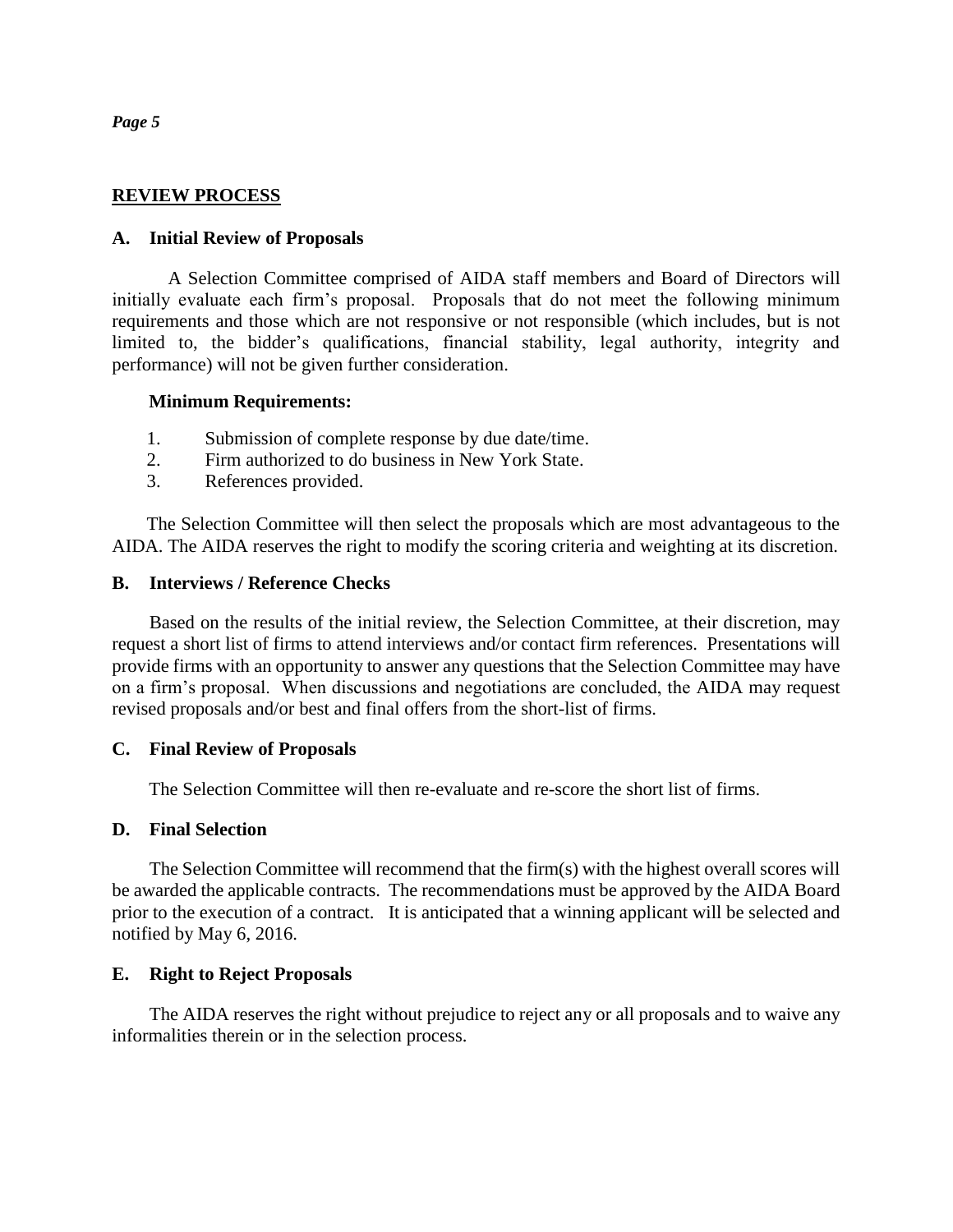## REVIEW PROCESS

### A. Initial Review of Proposals

A Selection Committee comprised of AIDA staff members and Board of Directors will initially evaluate each firm's proposal. Proposals that do not meet the following minimum requirements and those which are not responsive or not responsible (which includes, but is not limited to, the bidder's qualifications, financial stability, legal authority, integrity and performance) will not be given further consideration.

**Minimum Requirements:**

1. Submission of complete response by due date/time.
2. Firm authorized to do business in New York State.
3. References provided.

The Selection Committee will then select the proposals which are most advantageous to the AIDA. The AIDA reserves the right to modify the scoring criteria and weighting at its discretion.

### B. Interviews / Reference Checks

Based on the results of the initial review, the Selection Committee, at their discretion, may request a short list of firms to attend interviews and/or contact firm references. Presentations will provide firms with an opportunity to answer any questions that the Selection Committee may have on a firm's proposal. When discussions and negotiations are concluded, the AIDA may request revised proposals and/or best and final offers from the short-list of firms.

### C. Final Review of Proposals

The Selection Committee will then re-evaluate and re-score the short list of firms.

### D. Final Selection

The Selection Committee will recommend that the firm(s) with the highest overall scores will be awarded the applicable contracts. The recommendations must be approved by the AIDA Board prior to the execution of a contract. It is anticipated that a winning applicant will be selected and notified by May 6, 2016.

### E. Right to Reject Proposals

The AIDA reserves the right without prejudice to reject any or all proposals and to waive any informalities therein or in the selection process.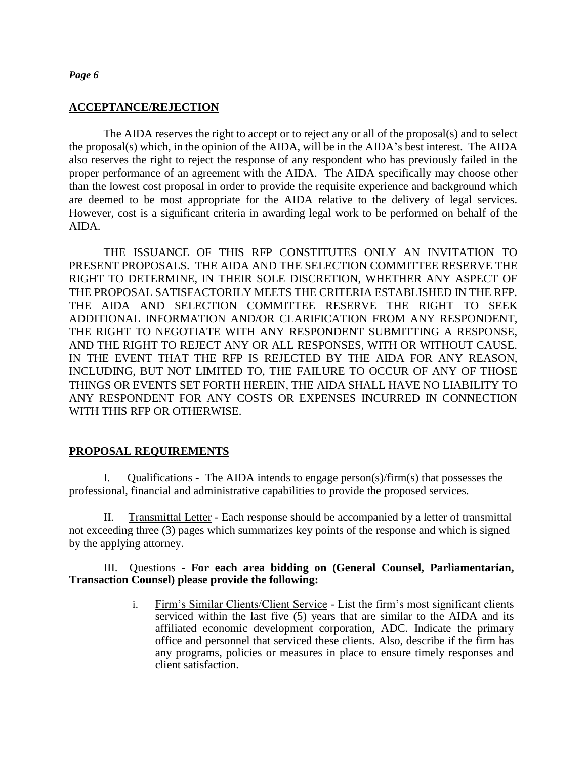## ACCEPTANCE/REJECTION

The AIDA reserves the right to accept or to reject any or all of the proposal(s) and to select the proposal(s) which, in the opinion of the AIDA, will be in the AIDA's best interest. The AIDA also reserves the right to reject the response of any respondent who has previously failed in the proper performance of an agreement with the AIDA. The AIDA specifically may choose other than the lowest cost proposal in order to provide the requisite experience and background which are deemed to be most appropriate for the AIDA relative to the delivery of legal services. However, cost is a significant criteria in awarding legal work to be performed on behalf of the AIDA.

THE ISSUANCE OF THIS RFP CONSTITUTES ONLY AN INVITATION TO PRESENT PROPOSALS. THE AIDA AND THE SELECTION COMMITTEE RESERVE THE RIGHT TO DETERMINE, IN THEIR SOLE DISCRETION, WHETHER ANY ASPECT OF THE PROPOSAL SATISFACTORILY MEETS THE CRITERIA ESTABLISHED IN THE RFP. THE AIDA AND SELECTION COMMITTEE RESERVE THE RIGHT TO SEEK ADDITIONAL INFORMATION AND/OR CLARIFICATION FROM ANY RESPONDENT, THE RIGHT TO NEGOTIATE WITH ANY RESPONDENT SUBMITTING A RESPONSE, AND THE RIGHT TO REJECT ANY OR ALL RESPONSES, WITH OR WITHOUT CAUSE. IN THE EVENT THAT THE RFP IS REJECTED BY THE AIDA FOR ANY REASON, INCLUDING, BUT NOT LIMITED TO, THE FAILURE TO OCCUR OF ANY OF THOSE THINGS OR EVENTS SET FORTH HEREIN, THE AIDA SHALL HAVE NO LIABILITY TO ANY RESPONDENT FOR ANY COSTS OR EXPENSES INCURRED IN CONNECTION WITH THIS RFP OR OTHERWISE.

## PROPOSAL REQUIREMENTS

I. Qualifications - The AIDA intends to engage person(s)/firm(s) that possesses the professional, financial and administrative capabilities to provide the proposed services.

II. Transmittal Letter - Each response should be accompanied by a letter of transmittal not exceeding three (3) pages which summarizes key points of the response and which is signed by the applying attorney.

III. Questions - **For each area bidding on (General Counsel, Parliamentarian, Transaction Counsel) please provide the following:**

i. Firm's Similar Clients/Client Service - List the firm's most significant clients serviced within the last five (5) years that are similar to the AIDA and its affiliated economic development corporation, ADC. Indicate the primary office and personnel that serviced these clients. Also, describe if the firm has any programs, policies or measures in place to ensure timely responses and client satisfaction.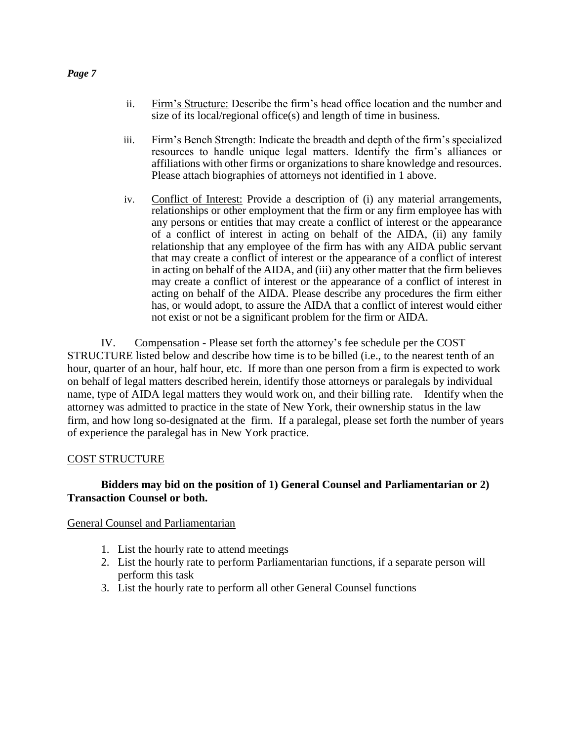ii. Firm's Structure: Describe the firm's head office location and the number and size of its local/regional office(s) and length of time in business.

iii. Firm's Bench Strength: Indicate the breadth and depth of the firm's specialized resources to handle unique legal matters. Identify the firm's alliances or affiliations with other firms or organizations to share knowledge and resources. Please attach biographies of attorneys not identified in 1 above.

iv. Conflict of Interest: Provide a description of (i) any material arrangements, relationships or other employment that the firm or any firm employee has with any persons or entities that may create a conflict of interest or the appearance of a conflict of interest in acting on behalf of the AIDA, (ii) any family relationship that any employee of the firm has with any AIDA public servant that may create a conflict of interest or the appearance of a conflict of interest in acting on behalf of the AIDA, and (iii) any other matter that the firm believes may create a conflict of interest or the appearance of a conflict of interest in acting on behalf of the AIDA. Please describe any procedures the firm either has, or would adopt, to assure the AIDA that a conflict of interest would either not exist or not be a significant problem for the firm or AIDA.

IV. Compensation - Please set forth the attorney's fee schedule per the COST STRUCTURE listed below and describe how time is to be billed (i.e., to the nearest tenth of an hour, quarter of an hour, half hour, etc. If more than one person from a firm is expected to work on behalf of legal matters described herein, identify those attorneys or paralegals by individual name, type of AIDA legal matters they would work on, and their billing rate. Identify when the attorney was admitted to practice in the state of New York, their ownership status in the law firm, and how long so-designated at the firm. If a paralegal, please set forth the number of years of experience the paralegal has in New York practice.

COST STRUCTURE

**Bidders may bid on the position of 1) General Counsel and Parliamentarian or 2) Transaction Counsel or both.**

General Counsel and Parliamentarian

1. List the hourly rate to attend meetings
2. List the hourly rate to perform Parliamentarian functions, if a separate person will perform this task
3. List the hourly rate to perform all other General Counsel functions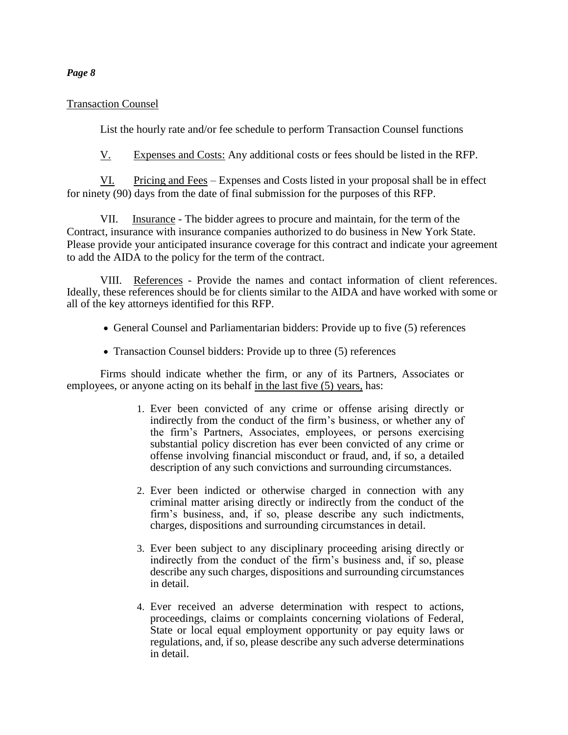Transaction Counsel

List the hourly rate and/or fee schedule to perform Transaction Counsel functions

V. Expenses and Costs: Any additional costs or fees should be listed in the RFP.

VI. Pricing and Fees – Expenses and Costs listed in your proposal shall be in effect for ninety (90) days from the date of final submission for the purposes of this RFP.

VII. Insurance - The bidder agrees to procure and maintain, for the term of the Contract, insurance with insurance companies authorized to do business in New York State. Please provide your anticipated insurance coverage for this contract and indicate your agreement to add the AIDA to the policy for the term of the contract.

VIII. References - Provide the names and contact information of client references. Ideally, these references should be for clients similar to the AIDA and have worked with some or all of the key attorneys identified for this RFP.

- General Counsel and Parliamentarian bidders: Provide up to five (5) references
- Transaction Counsel bidders: Provide up to three (5) references

Firms should indicate whether the firm, or any of its Partners, Associates or employees, or anyone acting on its behalf in the last five (5) years, has:

1. Ever been convicted of any crime or offense arising directly or indirectly from the conduct of the firm's business, or whether any of the firm's Partners, Associates, employees, or persons exercising substantial policy discretion has ever been convicted of any crime or offense involving financial misconduct or fraud, and, if so, a detailed description of any such convictions and surrounding circumstances.
2. Ever been indicted or otherwise charged in connection with any criminal matter arising directly or indirectly from the conduct of the firm's business, and, if so, please describe any such indictments, charges, dispositions and surrounding circumstances in detail.
3. Ever been subject to any disciplinary proceeding arising directly or indirectly from the conduct of the firm's business and, if so, please describe any such charges, dispositions and surrounding circumstances in detail.
4. Ever received an adverse determination with respect to actions, proceedings, claims or complaints concerning violations of Federal, State or local equal employment opportunity or pay equity laws or regulations, and, if so, please describe any such adverse determinations in detail.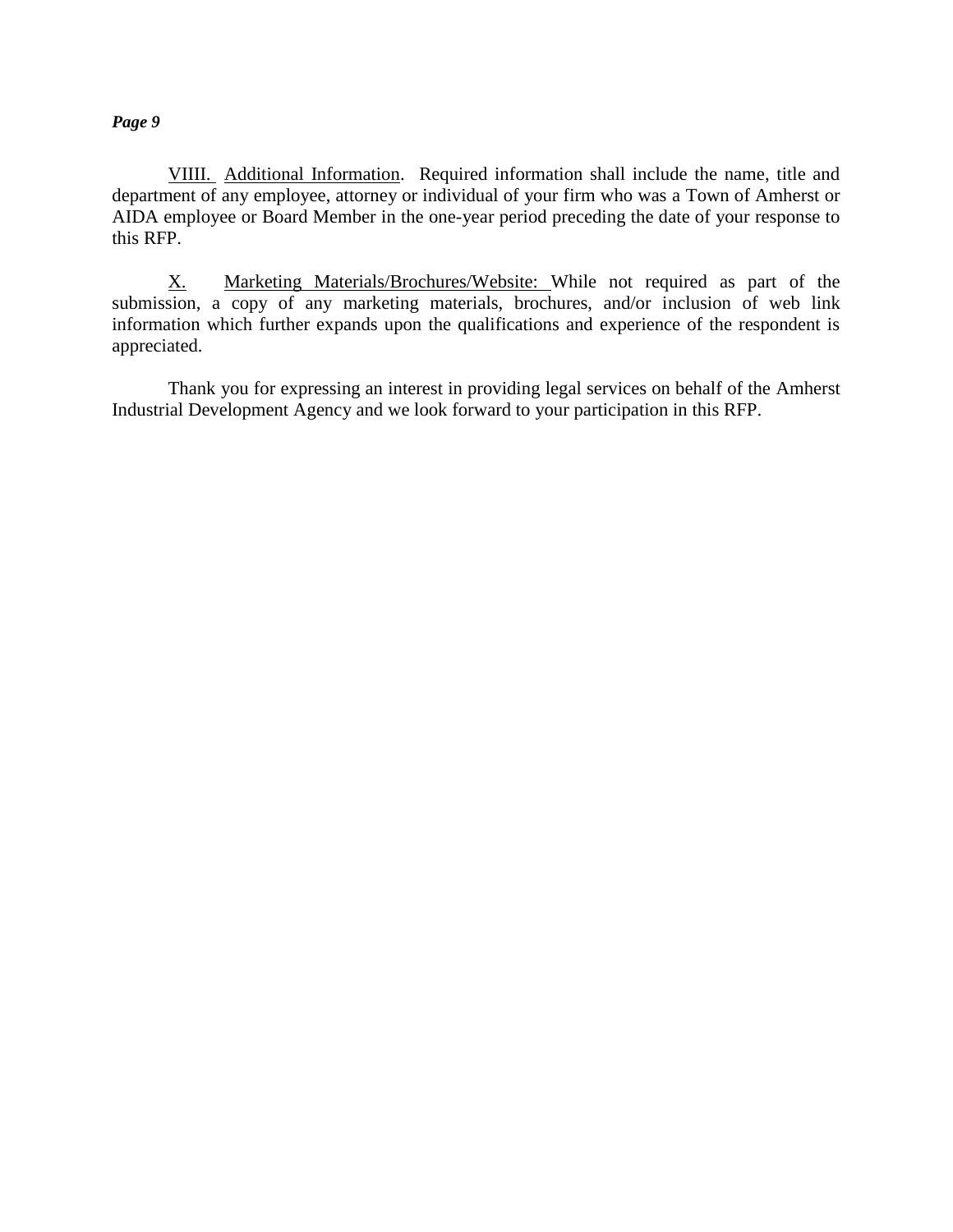VIIII. Additional Information. Required information shall include the name, title and department of any employee, attorney or individual of your firm who was a Town of Amherst or AIDA employee or Board Member in the one-year period preceding the date of your response to this RFP.

X. Marketing Materials/Brochures/Website: While not required as part of the submission, a copy of any marketing materials, brochures, and/or inclusion of web link information which further expands upon the qualifications and experience of the respondent is appreciated.

Thank you for expressing an interest in providing legal services on behalf of the Amherst Industrial Development Agency and we look forward to your participation in this RFP.